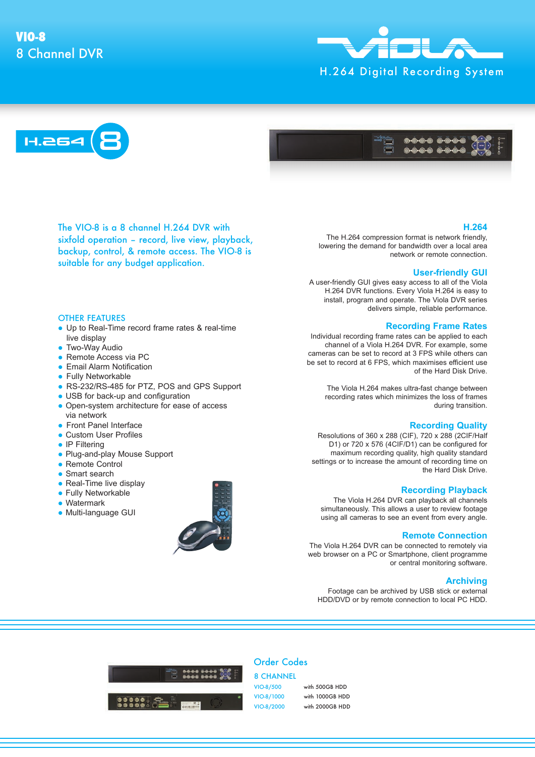# VIO-8

## 8 Channel DVR

H.264 Digital Recording System

The VIO-8 is a 8 channel H.264 DVR with sixfold operation – record, live view, playback, backup, control, & remote access. The VIO-8 is suitable for any budget application.

### OTHER FEATURES

- Up to Real-Time record frame rates & real-time live display
- Two-Way Audio
- Remote Access via PC
- Email Alarm Notification
- Fully Networkable
- RS-232/RS-485 for PTZ, POS and GPS Support
- USB for back-up and configuration
- Open-system architecture for ease of access via network
- Front Panel Interface
- Custom User Profiles
- IP Filtering
- Plug-and-play Mouse Support
- Remote Control
- Smart search
- Real-Time live display
- Fully Networkable
- Watermark
- Multi-language GUI

### H.264

The H.264 compression format is network friendly, lowering the demand for bandwidth over a local area network or remote connection.

### User-friendly GUI

A user-friendly GUI gives easy access to all of the Viola H.264 DVR functions. Every Viola H.264 is easy to install, program and operate. The Viola DVR series delivers simple, reliable performance.

### Recording Frame Rates

Individual recording frame rates can be applied to each channel of a Viola H.264 DVR. For example, some cameras can be set to record at 3 FPS while others can be set to record at 6 FPS, which maximises efficient use of the Hard Disk Drive.

The Viola H.264 makes ultra-fast change between recording rates which minimizes the loss of frames during transition.

### Recording Quality

Resolutions of 360 x 288 (CIF), 720 x 288 (2CIF/Half D1) or 720 x 576 (4CIF/D1) can be configured for maximum recording quality, high quality standard settings or to increase the amount of recording time on the Hard Disk Drive.

### Recording Playback

The Viola H.264 DVR can playback all channels simultaneously. This allows a user to review footage using all cameras to see an event from every angle.

### Remote Connection

The Viola H.264 DVR can be connected to remotely via web browser on a PC or Smartphone, client programme or central monitoring software.

### Archiving

Footage can be archived by USB stick or external HDD/DVD or by remote connection to local PC HDD.

## Order Codes

### 8 CHANNEL

| | |
|---|---|
| VIO-8/500 | with 500GB HDD |
| VIO-8/1000 | with 1000GB HDD |
| VIO-8/2000 | with 2000GB HDD |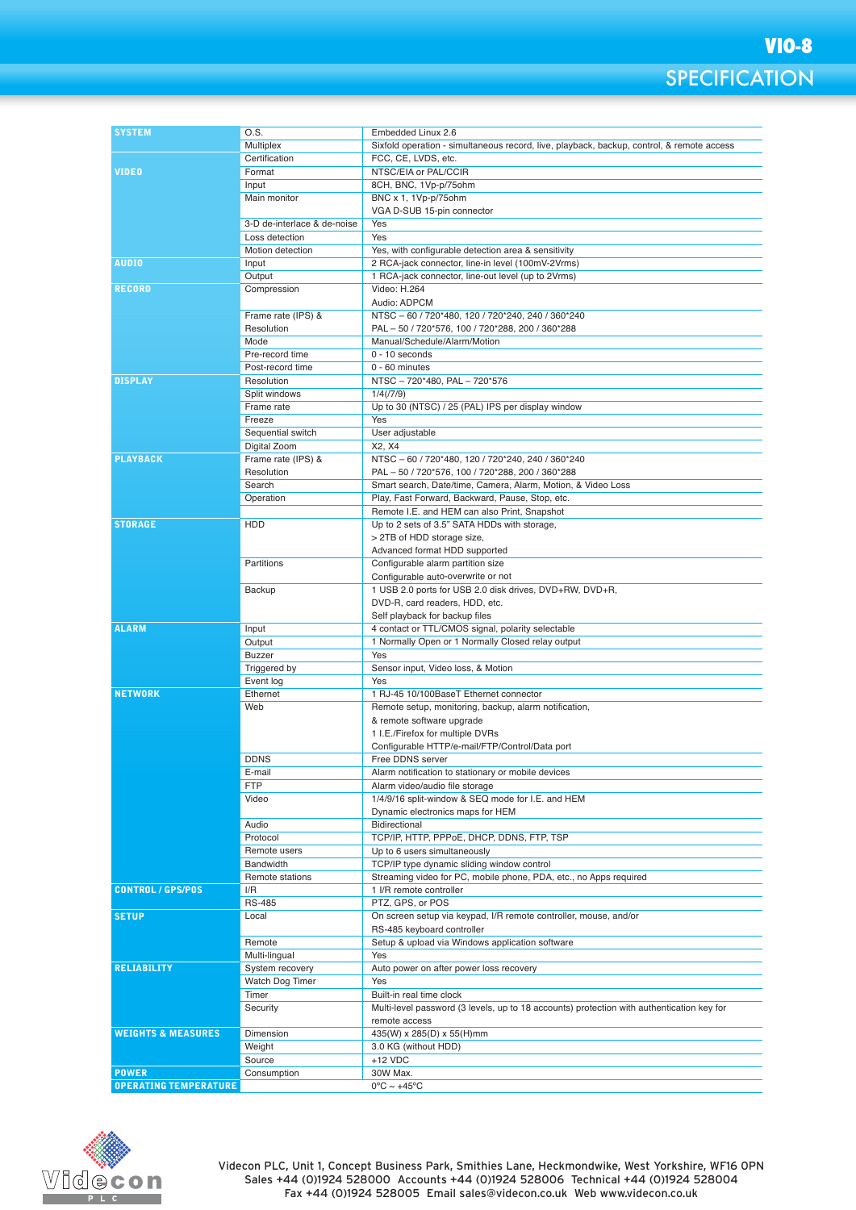# VIO-8

## SPECIFICATION

| | | |
|---|---|---|
| SYSTEM | O.S. | Embedded Linux 2.6 |
| | Multiplex | Sixfold operation - simultaneous record, live, playback, backup, control, & remote access |
| | Certification | FCC, CE, LVDS, etc. |
| VIDEO | Format | NTSC/EIA or PAL/CCIR |
| | Input | 8CH, BNC, 1Vp-p/75ohm |
| | Main monitor | BNC x 1, 1Vp-p/75ohm<br>VGA D-SUB 15-pin connector |
| | 3-D de-interlace & de-noise | Yes |
| | Loss detection | Yes |
| | Motion detection | Yes, with configurable detection area & sensitivity |
| AUDIO | Input | 2 RCA-jack connector, line-in level (100mV-2Vrms) |
| | Output | 1 RCA-jack connector, line-out level (up to 2Vrms) |
| RECORD | Compression | Video: H.264<br>Audio: ADPCM |
| | Frame rate (IPS) & Resolution | NTSC – 60 / 720*480, 120 / 720*240, 240 / 360*240<br>PAL – 50 / 720*576, 100 / 720*288, 200 / 360*288 |
| | Mode | Manual/Schedule/Alarm/Motion |
| | Pre-record time | 0 - 10 seconds |
| | Post-record time | 0 - 60 minutes |
| DISPLAY | Resolution | NTSC – 720*480, PAL – 720*576 |
| | Split windows | 1/4(7/9) |
| | Frame rate | Up to 30 (NTSC) / 25 (PAL) IPS per display window |
| | Freeze | Yes |
| | Sequential switch | User adjustable |
| | Digital Zoom | X2, X4 |
| PLAYBACK | Frame rate (IPS) & Resolution | NTSC – 60 / 720*480, 120 / 720*240, 240 / 360*240<br>PAL – 50 / 720*576, 100 / 720*288, 200 / 360*288 |
| | Search | Smart search, Date/time, Camera, Alarm, Motion, & Video Loss |
| | Operation | Play, Fast Forward, Backward, Pause, Stop, etc. |
| | | Remote I.E. and HEM can also Print, Snapshot |
| STORAGE | HDD | Up to 2 sets of 3.5" SATA HDDs with storage,<br>> 2TB of HDD storage size,<br>Advanced format HDD supported |
| | Partitions | Configurable alarm partition size<br>Configurable auto-overwrite or not |
| | Backup | 1 USB 2.0 ports for USB 2.0 disk drives, DVD+RW, DVD+R,<br>DVD-R, card readers, HDD, etc.<br>Self playback for backup files |
| ALARM | Input | 4 contact or TTL/CMOS signal, polarity selectable |
| | Output | 1 Normally Open or 1 Normally Closed relay output |
| | Buzzer | Yes |
| | Triggered by | Sensor input, Video loss, & Motion |
| | Event log | Yes |
| NETWORK | Ethernet | 1 RJ-45 10/100BaseT Ethernet connector |
| | Web | Remote setup, monitoring, backup, alarm notification,<br>& remote software upgrade<br>1 I.E./Firefox for multiple DVRs<br>Configurable HTTP/e-mail/FTP/Control/Data port |
| | DDNS | Free DDNS server |
| | E-mail | Alarm notification to stationary or mobile devices |
| | FTP | Alarm video/audio file storage |
| | Video | 1/4/9/16 split-window & SEQ mode for I.E. and HEM<br>Dynamic electronics maps for HEM |
| | Audio | Bidirectional |
| | Protocol | TCP/IP, HTTP, PPPoE, DHCP, DDNS, FTP, TSP |
| | Remote users | Up to 6 users simultaneously |
| | Bandwidth | TCP/IP type dynamic sliding window control |
| | Remote stations | Streaming video for PC, mobile phone, PDA, etc., no Apps required |
| CONTROL / GPS/POS | I/R | 1 I/R remote controller |
| | RS-485 | PTZ, GPS, or POS |
| SETUP | Local | On screen setup via keypad, I/R remote controller, mouse, and/or<br>RS-485 keyboard controller |
| | Remote | Setup & upload via Windows application software |
| | Multi-lingual | Yes |
| RELIABILITY | System recovery | Auto power on after power loss recovery |
| | Watch Dog Timer | Yes |
| | Timer | Built-in real time clock |
| | Security | Multi-level password (3 levels, up to 18 accounts) protection with authentication key for remote access |
| WEIGHTS & MEASURES | Dimension | 435(W) x 285(D) x 55(H)mm |
| | Weight | 3.0 KG (without HDD) |
| | Source | +12 VDC |
| POWER | Consumption | 30W Max. |
| OPERATING TEMPERATURE | | 0°C ~ +45°C |

Videcon PLC

Videcon PLC, Unit 1, Concept Business Park, Smithies Lane, Heckmondwike, West Yorkshire, WF16 0PN
Sales +44 (0)1924 528000 Accounts +44 (0)1924 528006 Technical +44 (0)1924 528004
Fax +44 (0)1924 528005 Email sales@videcon.co.uk Web www.videcon.co.uk